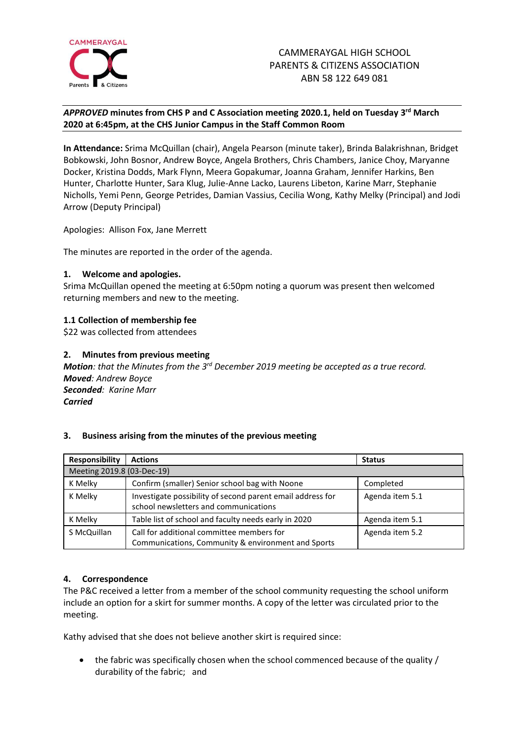CAMMERAYGAL HIGH SCHOOL
PARENTS & CITIZENS ASSOCIATION
ABN 58 122 649 081

***APPROVED* minutes from CHS P and C Association meeting 2020.1, held on Tuesday 3rd March 2020 at 6:45pm, at the CHS Junior Campus in the Staff Common Room**

**In Attendance:** Srima McQuillan (chair), Angela Pearson (minute taker), Brinda Balakrishnan, Bridget Bobkowski, John Bosnor, Andrew Boyce, Angela Brothers, Chris Chambers, Janice Choy, Maryanne Docker, Kristina Dodds, Mark Flynn, Meera Gopakumar, Joanna Graham, Jennifer Harkins, Ben Hunter, Charlotte Hunter, Sara Klug, Julie-Anne Lacko, Laurens Libeton, Karine Marr, Stephanie Nicholls, Yemi Penn, George Petrides, Damian Vassius, Cecilia Wong, Kathy Melky (Principal) and Jodi Arrow (Deputy Principal)

Apologies: Allison Fox, Jane Merrett

The minutes are reported in the order of the agenda.

## 1. Welcome and apologies.

Srima McQuillan opened the meeting at 6:50pm noting a quorum was present then welcomed returning members and new to the meeting.

### 1.1 Collection of membership fee

$22 was collected from attendees

## 2. Minutes from previous meeting

***Motion**: that the Minutes from the 3rd December 2019 meeting be accepted as a true record.*
***Moved**: Andrew Boyce*
***Seconded**: Karine Marr*
***Carried***

## 3. Business arising from the minutes of the previous meeting

| Responsibility | Actions | Status |
|---|---|---|
| Meeting 2019.8 (03-Dec-19) | | |
| K Melky | Confirm (smaller) Senior school bag with Noone | Completed |
| K Melky | Investigate possibility of second parent email address for school newsletters and communications | Agenda item 5.1 |
| K Melky | Table list of school and faculty needs early in 2020 | Agenda item 5.1 |
| S McQuillan | Call for additional committee members for Communications, Community & environment and Sports | Agenda item 5.2 |

## 4. Correspondence

The P&C received a letter from a member of the school community requesting the school uniform include an option for a skirt for summer months. A copy of the letter was circulated prior to the meeting.

Kathy advised that she does not believe another skirt is required since:

- the fabric was specifically chosen when the school commenced because of the quality / durability of the fabric; and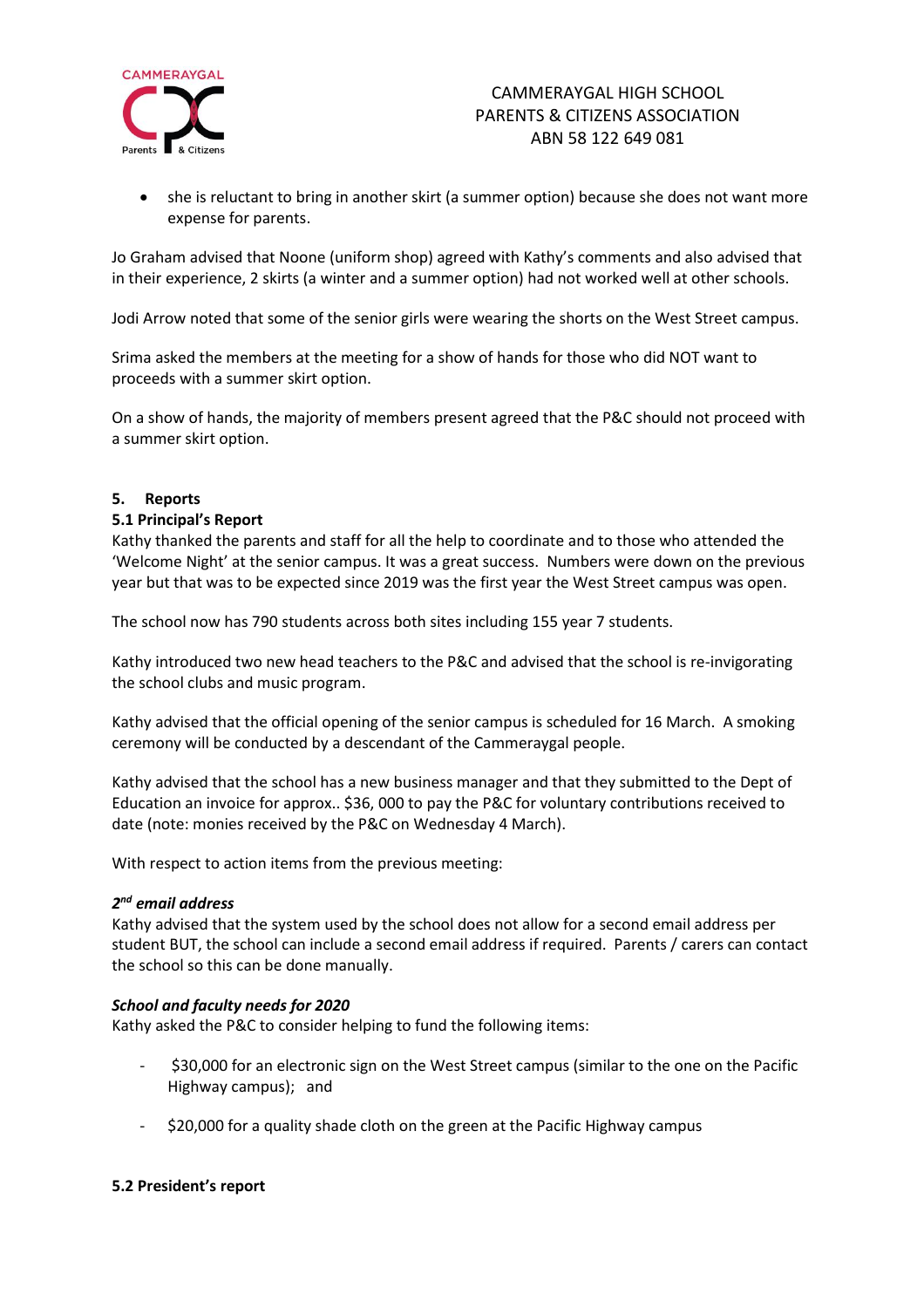- she is reluctant to bring in another skirt (a summer option) because she does not want more expense for parents.

Jo Graham advised that Noone (uniform shop) agreed with Kathy's comments and also advised that in their experience, 2 skirts (a winter and a summer option) had not worked well at other schools.

Jodi Arrow noted that some of the senior girls were wearing the shorts on the West Street campus.

Srima asked the members at the meeting for a show of hands for those who did NOT want to proceeds with a summer skirt option.

On a show of hands, the majority of members present agreed that the P&C should not proceed with a summer skirt option.

## 5. Reports

### 5.1 Principal's Report

Kathy thanked the parents and staff for all the help to coordinate and to those who attended the 'Welcome Night' at the senior campus. It was a great success. Numbers were down on the previous year but that was to be expected since 2019 was the first year the West Street campus was open.

The school now has 790 students across both sites including 155 year 7 students.

Kathy introduced two new head teachers to the P&C and advised that the school is re-invigorating the school clubs and music program.

Kathy advised that the official opening of the senior campus is scheduled for 16 March. A smoking ceremony will be conducted by a descendant of the Cammeraygal people.

Kathy advised that the school has a new business manager and that they submitted to the Dept of Education an invoice for approx.. $36, 000 to pay the P&C for voluntary contributions received to date (note: monies received by the P&C on Wednesday 4 March).

With respect to action items from the previous meeting:

***2nd email address***

Kathy advised that the system used by the school does not allow for a second email address per student BUT, the school can include a second email address if required. Parents / carers can contact the school so this can be done manually.

***School and faculty needs for 2020***

Kathy asked the P&C to consider helping to fund the following items:

- $30,000 for an electronic sign on the West Street campus (similar to the one on the Pacific Highway campus); and
- $20,000 for a quality shade cloth on the green at the Pacific Highway campus

### 5.2 President's report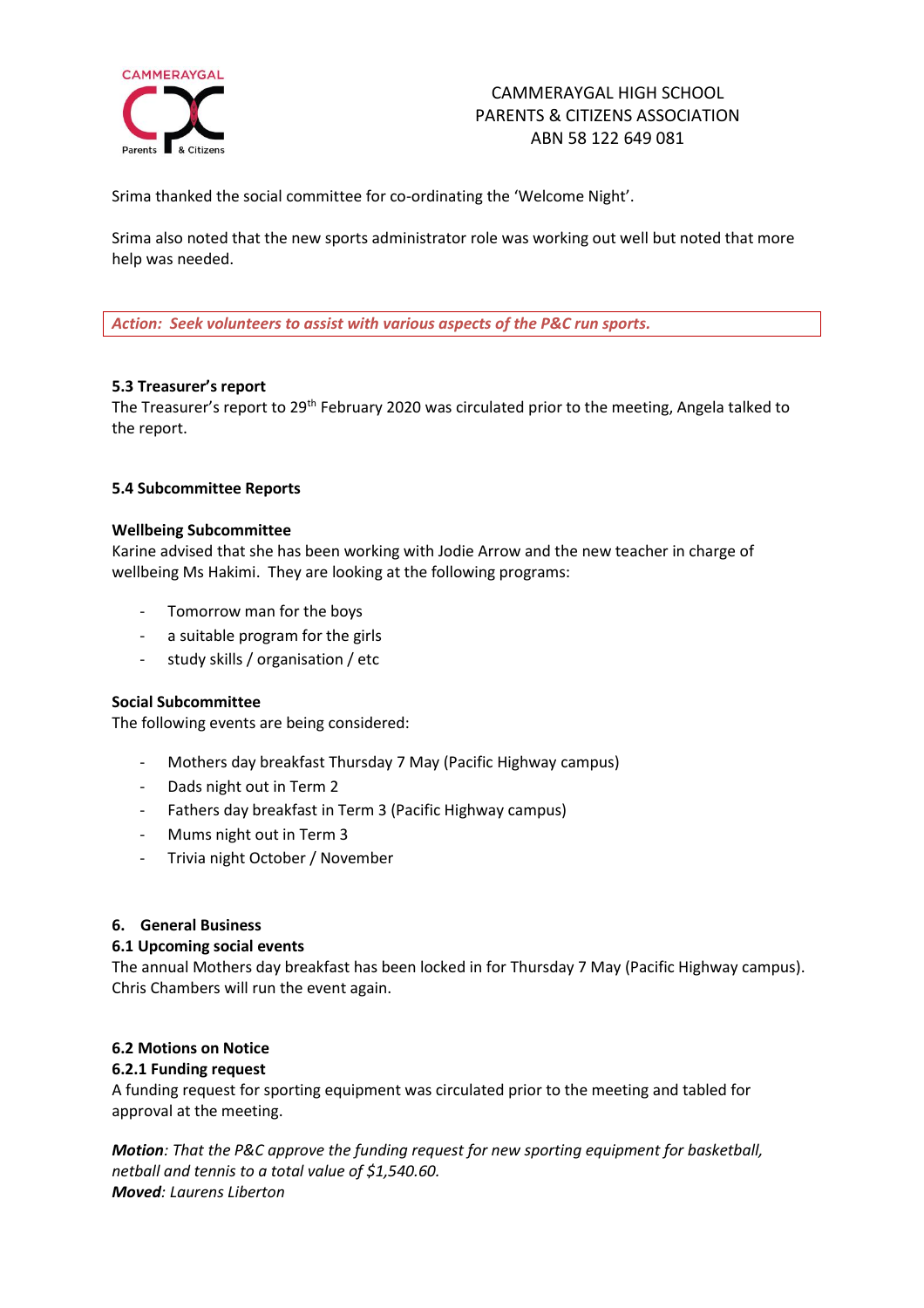Srima thanked the social committee for co-ordinating the 'Welcome Night'.

Srima also noted that the new sports administrator role was working out well but noted that more help was needed.

***Action: Seek volunteers to assist with various aspects of the P&C run sports.***

**5.3 Treasurer's report**

The Treasurer's report to 29th February 2020 was circulated prior to the meeting, Angela talked to the report.

**5.4 Subcommittee Reports**

**Wellbeing Subcommittee**

Karine advised that she has been working with Jodie Arrow and the new teacher in charge of wellbeing Ms Hakimi. They are looking at the following programs:

- Tomorrow man for the boys
- a suitable program for the girls
- study skills / organisation / etc

**Social Subcommittee**

The following events are being considered:

- Mothers day breakfast Thursday 7 May (Pacific Highway campus)
- Dads night out in Term 2
- Fathers day breakfast in Term 3 (Pacific Highway campus)
- Mums night out in Term 3
- Trivia night October / November

**6. General Business**

**6.1 Upcoming social events**

The annual Mothers day breakfast has been locked in for Thursday 7 May (Pacific Highway campus). Chris Chambers will run the event again.

**6.2 Motions on Notice**

**6.2.1 Funding request**

A funding request for sporting equipment was circulated prior to the meeting and tabled for approval at the meeting.

***Motion****: That the P&C approve the funding request for new sporting equipment for basketball, netball and tennis to a total value of $1,540.60.*
***Moved****: Laurens Liberton*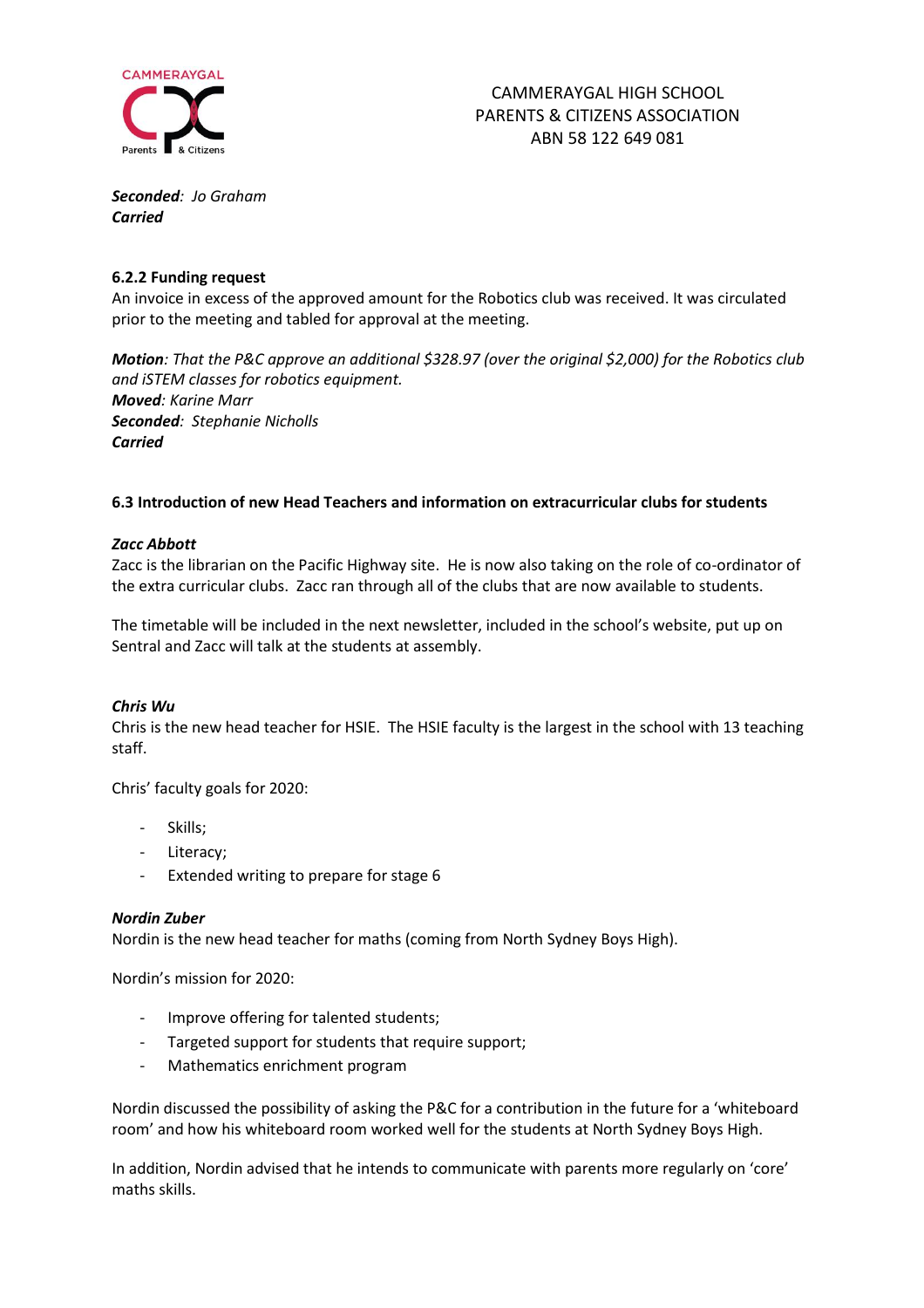***Seconded**: Jo Graham*
***Carried***

**6.2.2 Funding request**

An invoice in excess of the approved amount for the Robotics club was received. It was circulated prior to the meeting and tabled for approval at the meeting.

***Motion**: That the P&C approve an additional $328.97 (over the original $2,000) for the Robotics club and iSTEM classes for robotics equipment.*
***Moved**: Karine Marr*
***Seconded**: Stephanie Nicholls*
***Carried***

**6.3 Introduction of new Head Teachers and information on extracurricular clubs for students**

***Zacc Abbott***

Zacc is the librarian on the Pacific Highway site. He is now also taking on the role of co-ordinator of the extra curricular clubs. Zacc ran through all of the clubs that are now available to students.

The timetable will be included in the next newsletter, included in the school's website, put up on Sentral and Zacc will talk at the students at assembly.

***Chris Wu***

Chris is the new head teacher for HSIE. The HSIE faculty is the largest in the school with 13 teaching staff.

Chris' faculty goals for 2020:

- Skills;
- Literacy;
- Extended writing to prepare for stage 6

***Nordin Zuber***

Nordin is the new head teacher for maths (coming from North Sydney Boys High).

Nordin's mission for 2020:

- Improve offering for talented students;
- Targeted support for students that require support;
- Mathematics enrichment program

Nordin discussed the possibility of asking the P&C for a contribution in the future for a 'whiteboard room' and how his whiteboard room worked well for the students at North Sydney Boys High.

In addition, Nordin advised that he intends to communicate with parents more regularly on 'core' maths skills.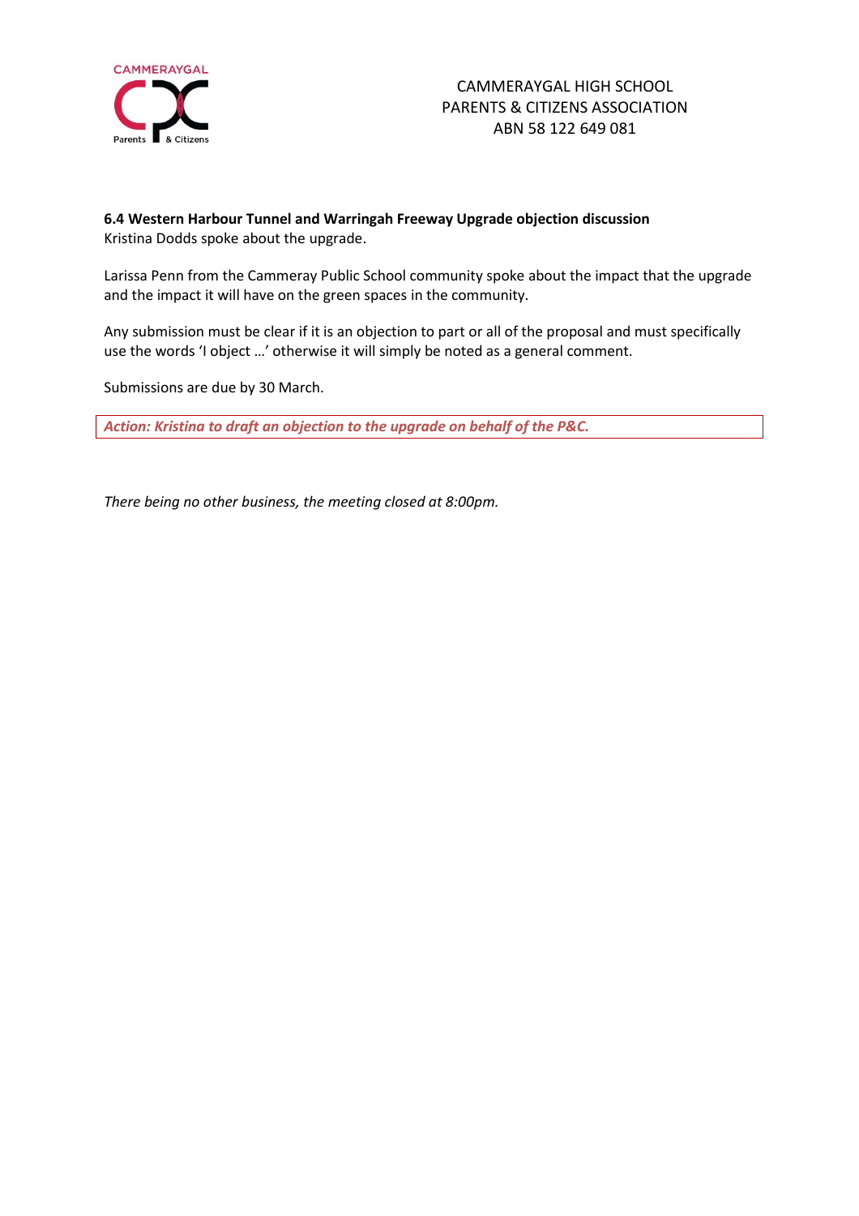**6.4 Western Harbour Tunnel and Warringah Freeway Upgrade objection discussion**
Kristina Dodds spoke about the upgrade.

Larissa Penn from the Cammeray Public School community spoke about the impact that the upgrade and the impact it will have on the green spaces in the community.

Any submission must be clear if it is an objection to part or all of the proposal and must specifically use the words 'I object …' otherwise it will simply be noted as a general comment.

Submissions are due by 30 March.

***Action: Kristina to draft an objection to the upgrade on behalf of the P&C.***

*There being no other business, the meeting closed at 8:00pm.*